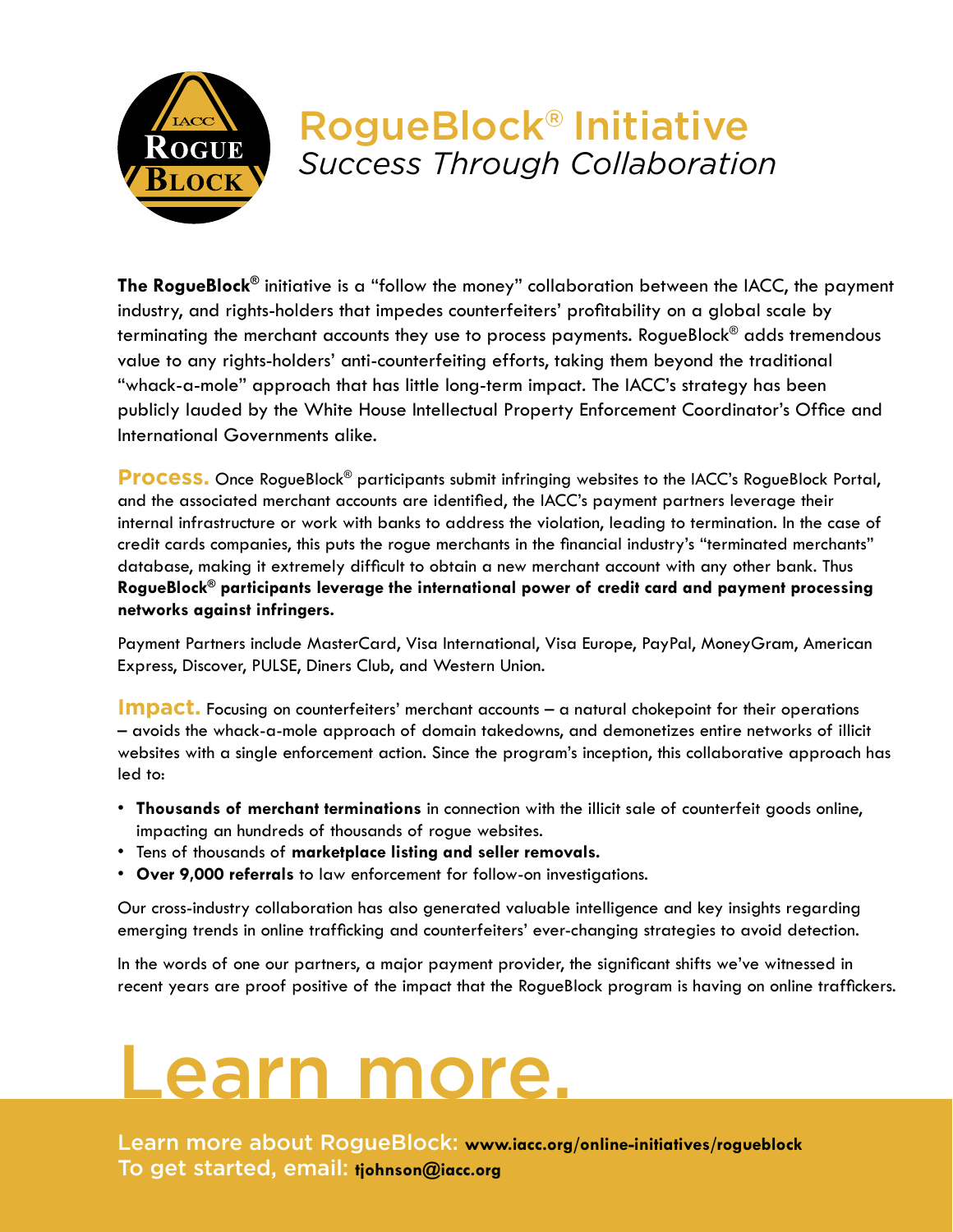# RogueBlock® Initiative

*Success Through Collaboration*

**The RogueBlock®** initiative is a "follow the money" collaboration between the IACC, the payment industry, and rights-holders that impedes counterfeiters' profitability on a global scale by terminating the merchant accounts they use to process payments. RogueBlock® adds tremendous value to any rights-holders' anti-counterfeiting efforts, taking them beyond the traditional "whack-a-mole" approach that has little long-term impact. The IACC's strategy has been publicly lauded by the White House Intellectual Property Enforcement Coordinator's Office and International Governments alike.

**Process.** Once RogueBlock® participants submit infringing websites to the IACC's RogueBlock Portal, and the associated merchant accounts are identified, the IACC's payment partners leverage their internal infrastructure or work with banks to address the violation, leading to termination. In the case of credit cards companies, this puts the rogue merchants in the financial industry's "terminated merchants" database, making it extremely difficult to obtain a new merchant account with any other bank. Thus **RogueBlock® participants leverage the international power of credit card and payment processing networks against infringers.**

Payment Partners include MasterCard, Visa International, Visa Europe, PayPal, MoneyGram, American Express, Discover, PULSE, Diners Club, and Western Union.

**Impact.** Focusing on counterfeiters' merchant accounts – a natural chokepoint for their operations – avoids the whack-a-mole approach of domain takedowns, and demonetizes entire networks of illicit websites with a single enforcement action. Since the program's inception, this collaborative approach has led to:

- **Thousands of merchant terminations** in connection with the illicit sale of counterfeit goods online, impacting an hundreds of thousands of rogue websites.
- Tens of thousands of **marketplace listing and seller removals.**
- **Over 9,000 referrals** to law enforcement for follow-on investigations.

Our cross-industry collaboration has also generated valuable intelligence and key insights regarding emerging trends in online trafficking and counterfeiters' ever-changing strategies to avoid detection.

In the words of one our partners, a major payment provider, the significant shifts we've witnessed in recent years are proof positive of the impact that the RogueBlock program is having on online traffickers.

# Learn more.

Learn more about RogueBlock: **www.iacc.org/online-initiatives/rogueblock**
To get started, email: **tjohnson@iacc.org**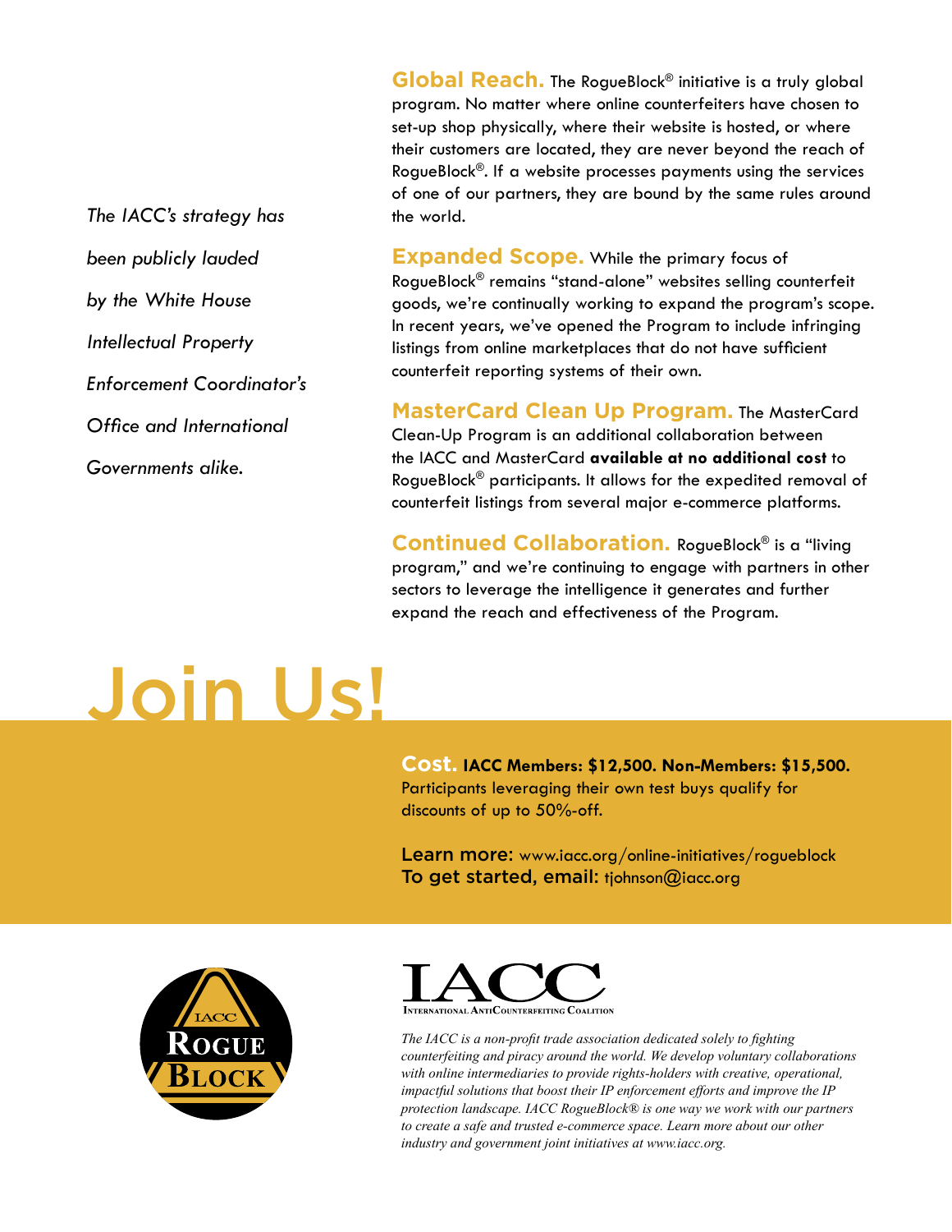*The IACC's strategy has been publicly lauded by the White House Intellectual Property Enforcement Coordinator's Office and International Governments alike.*

**Global Reach.** The RogueBlock® initiative is a truly global program. No matter where online counterfeiters have chosen to set-up shop physically, where their website is hosted, or where their customers are located, they are never beyond the reach of RogueBlock®. If a website processes payments using the services of one of our partners, they are bound by the same rules around the world.

**Expanded Scope.** While the primary focus of RogueBlock® remains "stand-alone" websites selling counterfeit goods, we're continually working to expand the program's scope. In recent years, we've opened the Program to include infringing listings from online marketplaces that do not have sufficient counterfeit reporting systems of their own.

**MasterCard Clean Up Program.** The MasterCard Clean-Up Program is an additional collaboration between the IACC and MasterCard **available at no additional cost** to RogueBlock® participants. It allows for the expedited removal of counterfeit listings from several major e-commerce platforms.

**Continued Collaboration.** RogueBlock® is a "living program," and we're continuing to engage with partners in other sectors to leverage the intelligence it generates and further expand the reach and effectiveness of the Program.

# Join Us!

**Cost.** **IACC Members: $12,500. Non-Members: $15,500.** Participants leveraging their own test buys qualify for discounts of up to 50%-off.

**Learn more:** www.iacc.org/online-initiatives/rogueblock
**To get started, email:** tjohnson@iacc.org

IACC ROGUE BLOCK

IACC
INTERNATIONAL ANTICOUNTERFEITING COALITION

*The IACC is a non-profit trade association dedicated solely to fighting counterfeiting and piracy around the world. We develop voluntary collaborations with online intermediaries to provide rights-holders with creative, operational, impactful solutions that boost their IP enforcement efforts and improve the IP protection landscape. IACC RogueBlock® is one way we work with our partners to create a safe and trusted e-commerce space. Learn more about our other industry and government joint initiatives at www.iacc.org.*